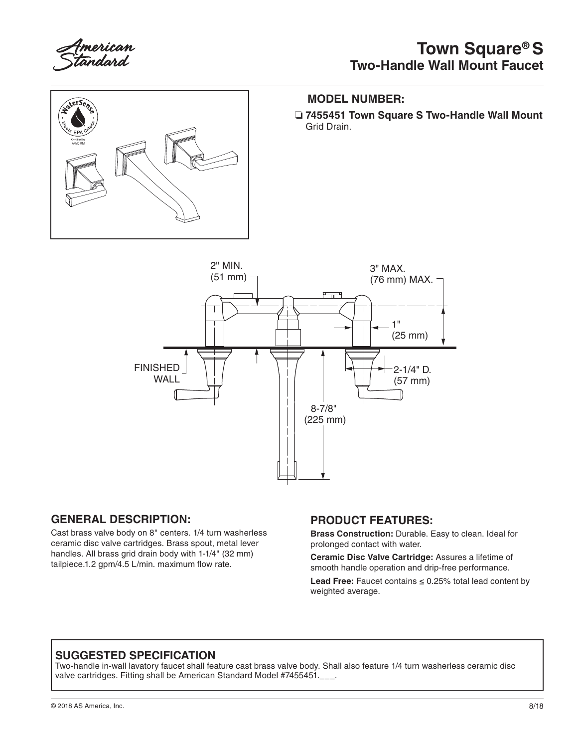American Standard

# Town Square® S
## Two-Handle Wall Mount Faucet

### MODEL NUMBER:

❏ **7455451 Town Square S Two-Handle Wall Mount**
Grid Drain.

2" MIN. (51 mm)

3" MAX. (76 mm) MAX.

1" (25 mm)

FINISHED WALL

2-1/4" D. (57 mm)

8-7/8" (225 mm)

### GENERAL DESCRIPTION:

Cast brass valve body on 8" centers. 1/4 turn washerless ceramic disc valve cartridges. Brass spout, metal lever handles. All brass grid drain body with 1-1/4" (32 mm) tailpiece.1.2 gpm/4.5 L/min. maximum flow rate.

### PRODUCT FEATURES:

**Brass Construction:** Durable. Easy to clean. Ideal for prolonged contact with water.

**Ceramic Disc Valve Cartridge:** Assures a lifetime of smooth handle operation and drip-free performance.

**Lead Free:** Faucet contains ≤ 0.25% total lead content by weighted average.

### SUGGESTED SPECIFICATION

Two-handle in-wall lavatory faucet shall feature cast brass valve body. Shall also feature 1/4 turn washerless ceramic disc valve cartridges. Fitting shall be American Standard Model #7455451.___.

© 2018 AS America, Inc. 8/18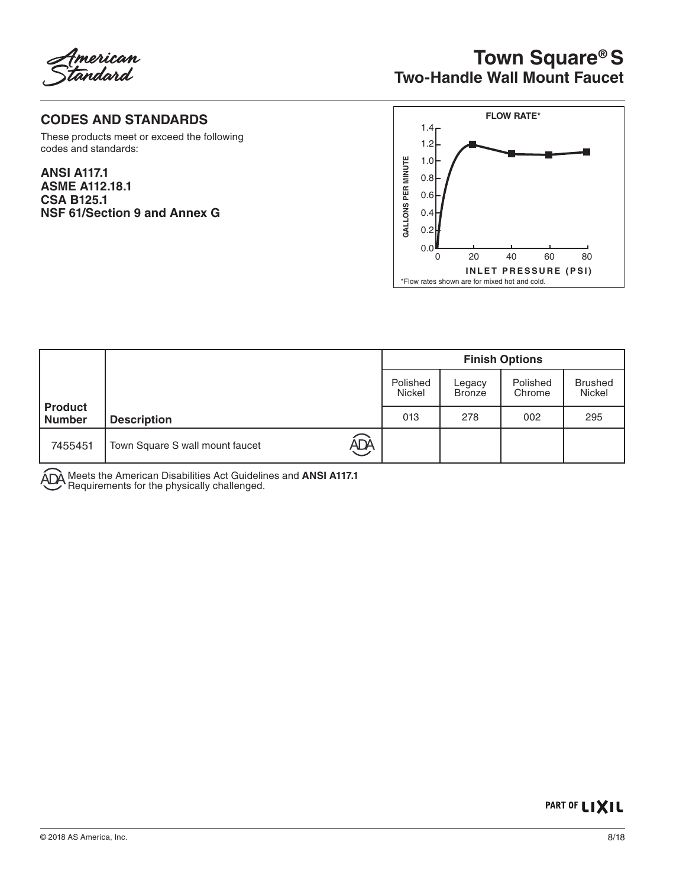## CODES AND STANDARDS

These products meet or exceed the following codes and standards:

**ANSI A117.1**
**ASME A112.18.1**
**CSA B125.1**
**NSF 61/Section 9 and Annex G**

FLOW RATE*

GALLONS PER MINUTE

1.4
1.2
1.0
0.8
0.6
0.4
0.2
0.0

0 20 40 60 80

INLET PRESSURE (PSI)

*Flow rates shown are for mixed hot and cold.

| Product Number | Description | Finish Options | | | |
|---|---|---|---|---|---|
| | | Polished Nickel | Legacy Bronze | Polished Chrome | Brushed Nickel |
| | | 013 | 278 | 002 | 295 |
| 7455451 | Town Square S wall mount faucet ADA | | | | |

ADA Meets the American Disabilities Act Guidelines and **ANSI A117.1** Requirements for the physically challenged.

PART OF LIXIL

© 2018 AS America, Inc. 8/18